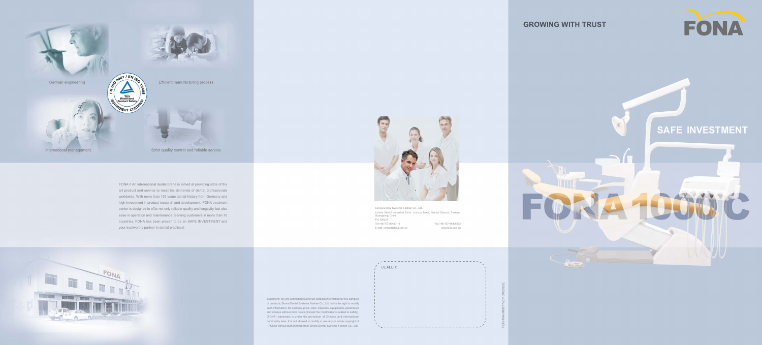# GROWING WITH TRUST

FONA

## SAFE INVESTMENT

# FONA 1000 C

German engineering

Efficient manufacturing process

International management

Strict quality control and reliable service

EN ISO 9001 / EN ISO 13485
TÜV Rheinland Product Safety
ZERTIFIZIERT CERTIFIED

FONA 8 An international dental brand is aimed at providing state of the art product and service to meet the demands of dental professionals worldwide. With more than 130 years dental history from Germany and high investment in product research and development, FONA treatment center is designed to offer not only reliable quality and longevity, but also ease in operation and maintenance. Serving customers in more than 70 countries, FONA has been proven to be an SAFE INVESTMENT and your trustworthy partner in dental practices!

Sirona Dental Systems Foshan Co., Ltd.
Lianhe Shichi Industrial Zone, Leocun Town, Nanhai District, Foshan, Guangdong, China
P.C.528227
Tel:+86-757-86400111
Fax:+86-757-86406172
E-mail: contact@fona.com.cn
www.fona.com.cn

DEALER:

Statement: We are committed to provide detailed information for the samples of products. Sirona Dental Systems Foshan Co., Ltd. holds the right to modify such information, for example, price, color, materials, equipments, parameters and shapes without prior notice (Except the modifications related to safety). (FONA) trademark is under the protection of Chinese and International commodity laws. It is not allowed to modify or use any or whole copyright of (FONA) without authorization from Sirona Dental Systems Foshan Co., Ltd.

FOR-MA-M0077-20101025CE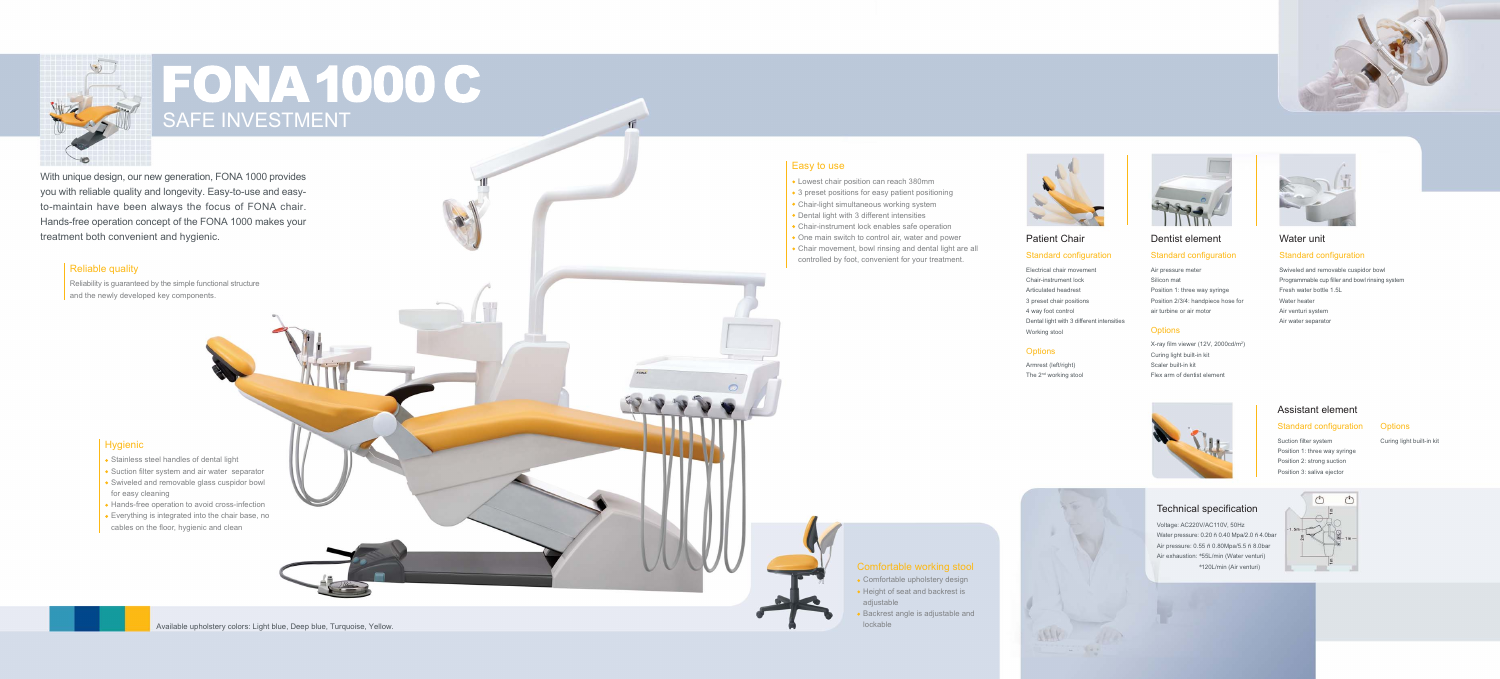# FONA 1000 C

## SAFE INVESTMENT

With unique design, our new generation, FONA 1000 provides you with reliable quality and longevity. Easy-to-use and easy-to-maintain have been always the focus of FONA chair. Hands-free operation concept of the FONA 1000 makes your treatment both convenient and hygienic.

### Reliable quality

Reliability is guaranteed by the simple functional structure and the newly developed key components.

### Hygienic

- Stainless steel handles of dental light
- Suction filter system and air water separator
- Swiveled and removable glass cuspidor bowl for easy cleaning
- Hands-free operation to avoid cross-infection
- Everything is integrated into the chair base, no cables on the floor, hygienic and clean

Available upholstery colors: Light blue, Deep blue, Turquoise, Yellow.

### Easy to use

- Lowest chair position can reach 380mm
- 3 preset positions for easy patient positioning
- Chair-light simultaneous working system
- Dental light with 3 different intensities
- Chair-instrument lock enables safe operation
- One main switch to control air, water and power
- Chair movement, bowl rinsing and dental light are all controlled by foot, convenient for your treatment.

### Comfortable working stool

- Comfortable upholstery design
- Height of seat and backrest is adjustable
- Backrest angle is adjustable and lockable

### Patient Chair

**Standard configuration**

Electrical chair movement
Chair-instrument lock
Articulated headrest
3 preset chair positions
4 way foot control
Dental light with 3 different intensities
Working stool

**Options**

Armrest (left/right)
The 2[nd] working stool

### Dentist element

**Standard configuration**

Air pressure meter
Silicon mat
Position 1: three way syringe
Position 2/3/4: handpiece hose for air turbine or air motor

**Options**

X-ray film viewer (12V, 2000cd/m²)
Curing light built-in kit
Scaler built-in kit
Flex arm of dentist element

### Water unit

**Standard configuration**

Swiveled and removable cuspidor bowl
Programmable cup filler and bowl rinsing system
Fresh water bottle 1.5L
Water heater
Air venturi system
Air water separator

### Assistant element

**Standard configuration**

Suction filter system
Position 1: three way syringe
Position 2: strong suction
Position 3: saliva ejector

**Options**

Curing light built-in kit

### Technical specification

Voltage: AC220V/AC110V, 50Hz
Water pressure: 0.20 ñ 0.40 Mpa/2.0 ñ 4.0bar
Air pressure: 0.55 ñ 0.80Mpa/5.5 ñ 8.0bar
Air exhaustion: *55L/min (Water venturi)
*120L/min (Air venturi)